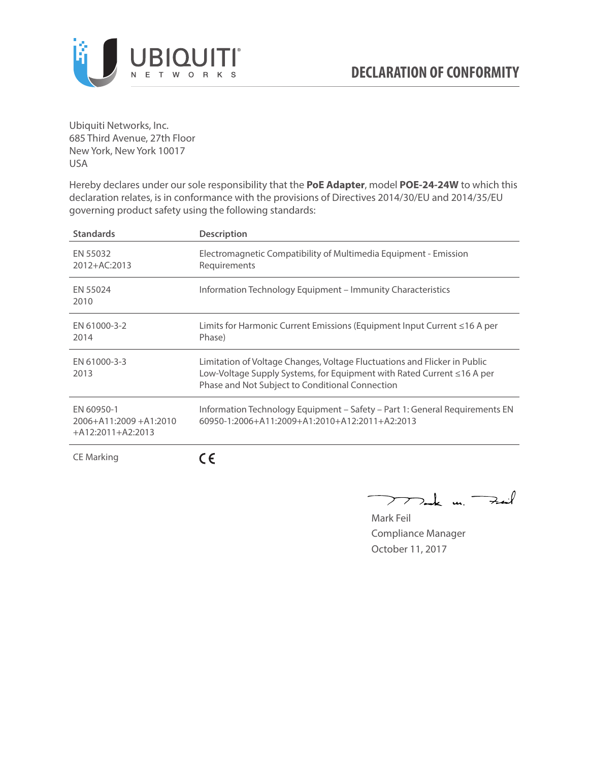UBIQUITI NETWORKS

# DECLARATION OF CONFORMITY

Ubiquiti Networks, Inc.
685 Third Avenue, 27th Floor
New York, New York 10017
USA

Hereby declares under our sole responsibility that the **PoE Adapter**, model **POE-24-24W** to which this declaration relates, is in conformance with the provisions of Directives 2014/30/EU and 2014/35/EU governing product safety using the following standards:

| Standards | Description |
|---|---|
| EN 55032 2012+AC:2013 | Electromagnetic Compatibility of Multimedia Equipment - Emission Requirements |
| EN 55024 2010 | Information Technology Equipment – Immunity Characteristics |
| EN 61000-3-2 2014 | Limits for Harmonic Current Emissions (Equipment Input Current ≤16 A per Phase) |
| EN 61000-3-3 2013 | Limitation of Voltage Changes, Voltage Fluctuations and Flicker in Public Low-Voltage Supply Systems, for Equipment with Rated Current ≤16 A per Phase and Not Subject to Conditional Connection |
| EN 60950-1 2006+A11:2009 +A1:2010 +A12:2011+A2:2013 | Information Technology Equipment – Safety – Part 1: General Requirements EN 60950-1:2006+A11:2009+A1:2010+A12:2011+A2:2013 |
| CE Marking | CE |

Mark Feil
Compliance Manager
October 11, 2017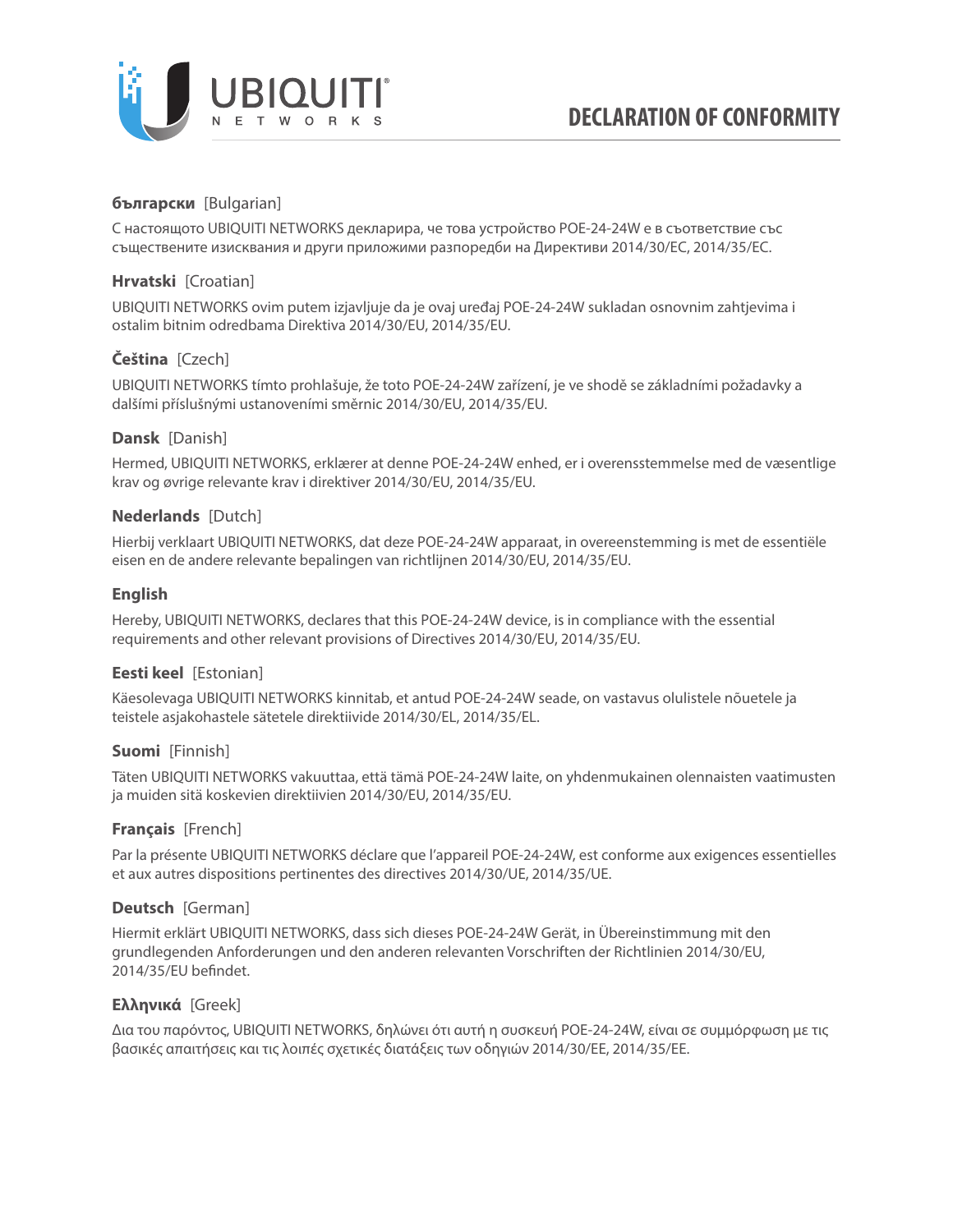# DECLARATION OF CONFORMITY

**български** [Bulgarian]

С настоящото UBIQUITI NETWORKS декларира, че това устройство POE-24-24W е в съответствие със съществените изисквания и други приложими разпоредби на Директиви 2014/30/ЕС, 2014/35/ЕС.

**Hrvatski** [Croatian]

UBIQUITI NETWORKS ovim putem izjavljuje da je ovaj uređaj POE-24-24W sukladan osnovnim zahtjevima i ostalim bitnim odredbama Direktiva 2014/30/EU, 2014/35/EU.

**Čeština** [Czech]

UBIQUITI NETWORKS tímto prohlašuje, že toto POE-24-24W zařízení, je ve shodě se základními požadavky a dalšími příslušnými ustanoveními směrnic 2014/30/EU, 2014/35/EU.

**Dansk** [Danish]

Hermed, UBIQUITI NETWORKS, erklærer at denne POE-24-24W enhed, er i overensstemmelse med de væsentlige krav og øvrige relevante krav i direktiver 2014/30/EU, 2014/35/EU.

**Nederlands** [Dutch]

Hierbij verklaart UBIQUITI NETWORKS, dat deze POE-24-24W apparaat, in overeenstemming is met de essentiële eisen en de andere relevante bepalingen van richtlijnen 2014/30/EU, 2014/35/EU.

**English**

Hereby, UBIQUITI NETWORKS, declares that this POE-24-24W device, is in compliance with the essential requirements and other relevant provisions of Directives 2014/30/EU, 2014/35/EU.

**Eesti keel** [Estonian]

Käesolevaga UBIQUITI NETWORKS kinnitab, et antud POE-24-24W seade, on vastavus olulistele nõuetele ja teistele asjakohastele sätetele direktiivide 2014/30/EL, 2014/35/EL.

**Suomi** [Finnish]

Täten UBIQUITI NETWORKS vakuuttaa, että tämä POE-24-24W laite, on yhdenmukainen olennaisten vaatimusten ja muiden sitä koskevien direktiivien 2014/30/EU, 2014/35/EU.

**Français** [French]

Par la présente UBIQUITI NETWORKS déclare que l'appareil POE-24-24W, est conforme aux exigences essentielles et aux autres dispositions pertinentes des directives 2014/30/UE, 2014/35/UE.

**Deutsch** [German]

Hiermit erklärt UBIQUITI NETWORKS, dass sich dieses POE-24-24W Gerät, in Übereinstimmung mit den grundlegenden Anforderungen und den anderen relevanten Vorschriften der Richtlinien 2014/30/EU, 2014/35/EU befindet.

**Ελληνικά** [Greek]

Δια του παρόντος, UBIQUITI NETWORKS, δηλώνει ότι αυτή η συσκευή POE-24-24W, είναι σε συμμόρφωση με τις βασικές απαιτήσεις και τις λοιπές σχετικές διατάξεις των οδηγιών 2014/30/EE, 2014/35/EE.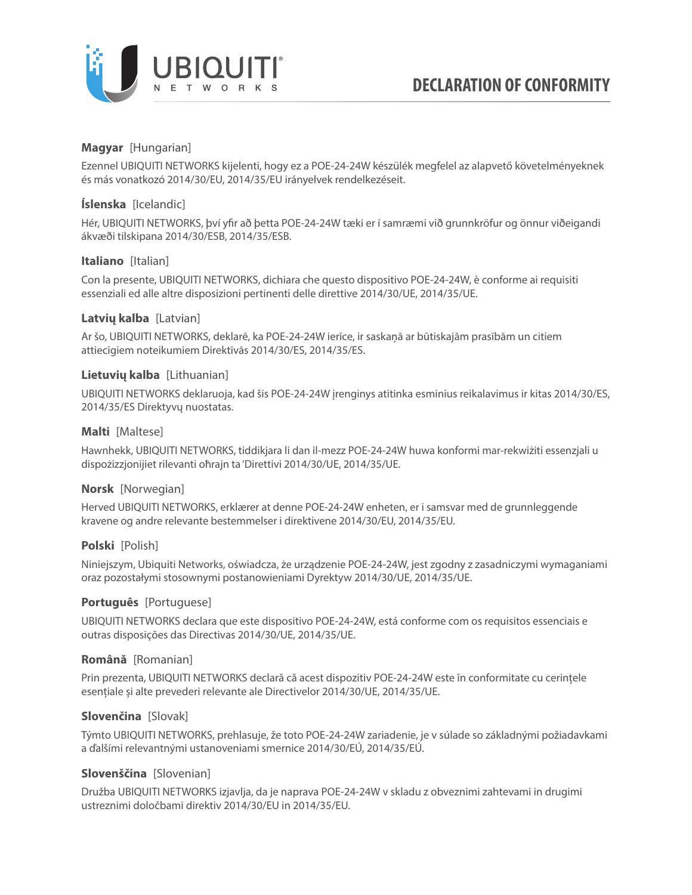# DECLARATION OF CONFORMITY

**Magyar** [Hungarian]

Ezennel UBIQUITI NETWORKS kijelenti, hogy ez a POE-24-24W készülék megfelel az alapvető követelményeknek és más vonatkozó 2014/30/EU, 2014/35/EU irányelvek rendelkezéseit.

**Íslenska** [Icelandic]

Hér, UBIQUITI NETWORKS, því yfir að þetta POE-24-24W tæki er í samræmi við grunnkröfur og önnur viðeigandi ákvæði tilskipana 2014/30/ESB, 2014/35/ESB.

**Italiano** [Italian]

Con la presente, UBIQUITI NETWORKS, dichiara che questo dispositivo POE-24-24W, è conforme ai requisiti essenziali ed alle altre disposizioni pertinenti delle direttive 2014/30/UE, 2014/35/UE.

**Latvių kalba** [Latvian]

Ar šo, UBIQUITI NETWORKS, deklarē, ka POE-24-24W ierīce, ir saskaņā ar būtiskajām prasībām un citiem attiecīgiem noteikumiem Direktīvās 2014/30/ES, 2014/35/ES.

**Lietuvių kalba** [Lithuanian]

UBIQUITI NETWORKS deklaruoja, kad šis POE-24-24W įrenginys atitinka esminius reikalavimus ir kitas 2014/30/ES, 2014/35/ES Direktyvų nuostatas.

**Malti** [Maltese]

Hawnhekk, UBIQUITI NETWORKS, tiddikjara li dan il-mezz POE-24-24W huwa konformi mar-rekwiżiti essenzjali u dispożizzjonijiet rilevanti oħrajn ta 'Direttivi 2014/30/UE, 2014/35/UE.

**Norsk** [Norwegian]

Herved UBIQUITI NETWORKS, erklærer at denne POE-24-24W enheten, er i samsvar med de grunnleggende kravene og andre relevante bestemmelser i direktivene 2014/30/EU, 2014/35/EU.

**Polski** [Polish]

Niniejszym, Ubiquiti Networks, oświadcza, że urządzenie POE-24-24W, jest zgodny z zasadniczymi wymaganiami oraz pozostałymi stosownymi postanowieniami Dyrektyw 2014/30/UE, 2014/35/UE.

**Português** [Portuguese]

UBIQUITI NETWORKS declara que este dispositivo POE-24-24W, está conforme com os requisitos essenciais e outras disposições das Directivas 2014/30/UE, 2014/35/UE.

**Română** [Romanian]

Prin prezenta, UBIQUITI NETWORKS declară că acest dispozitiv POE-24-24W este în conformitate cu cerințele esențiale și alte prevederi relevante ale Directivelor 2014/30/UE, 2014/35/UE.

**Slovenčina** [Slovak]

Týmto UBIQUITI NETWORKS, prehlasuje, že toto POE-24-24W zariadenie, je v súlade so základnými požiadavkami a ďalšími relevantnými ustanoveniami smernice 2014/30/EÚ, 2014/35/EÚ.

**Slovenščina** [Slovenian]

Družba UBIQUITI NETWORKS izjavlja, da je naprava POE-24-24W v skladu z obveznimi zahtevami in drugimi ustreznimi določbami direktiv 2014/30/EU in 2014/35/EU.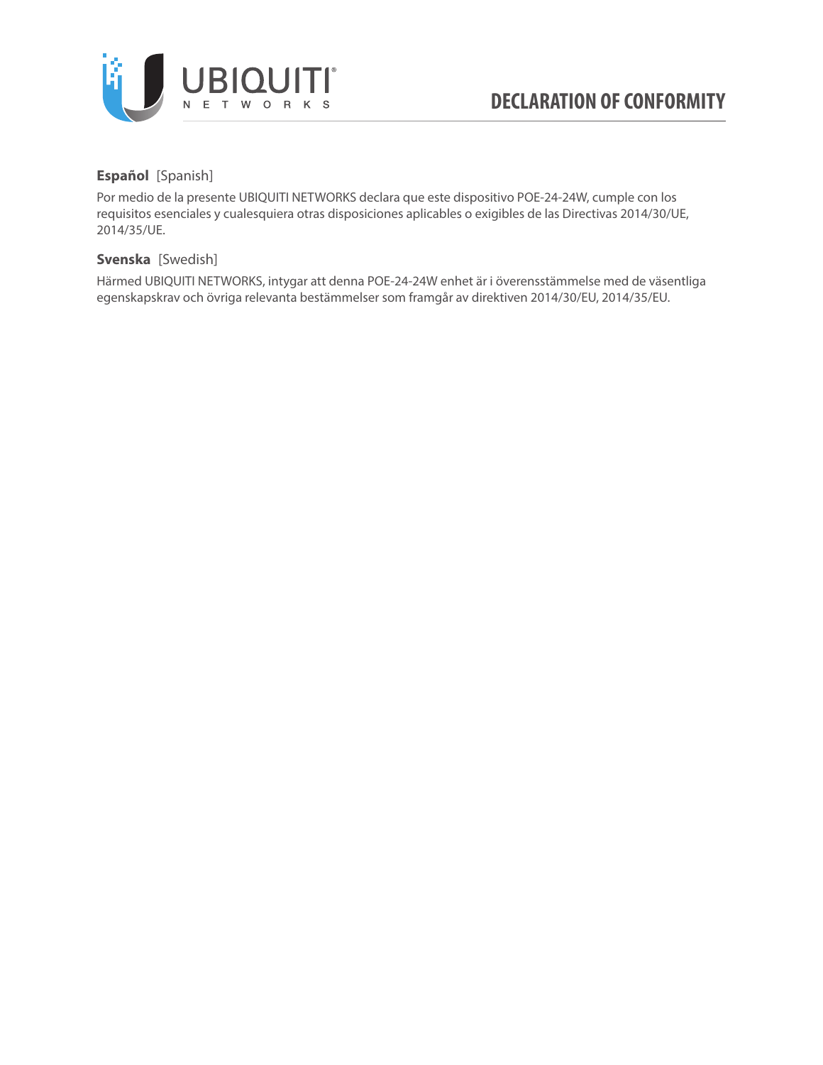**Español** [Spanish]

Por medio de la presente UBIQUITI NETWORKS declara que este dispositivo POE-24-24W, cumple con los requisitos esenciales y cualesquiera otras disposiciones aplicables o exigibles de las Directivas 2014/30/UE, 2014/35/UE.

**Svenska** [Swedish]

Härmed UBIQUITI NETWORKS, intygar att denna POE-24-24W enhet är i överensstämmelse med de väsentliga egenskapskrav och övriga relevanta bestämmelser som framgår av direktiven 2014/30/EU, 2014/35/EU.